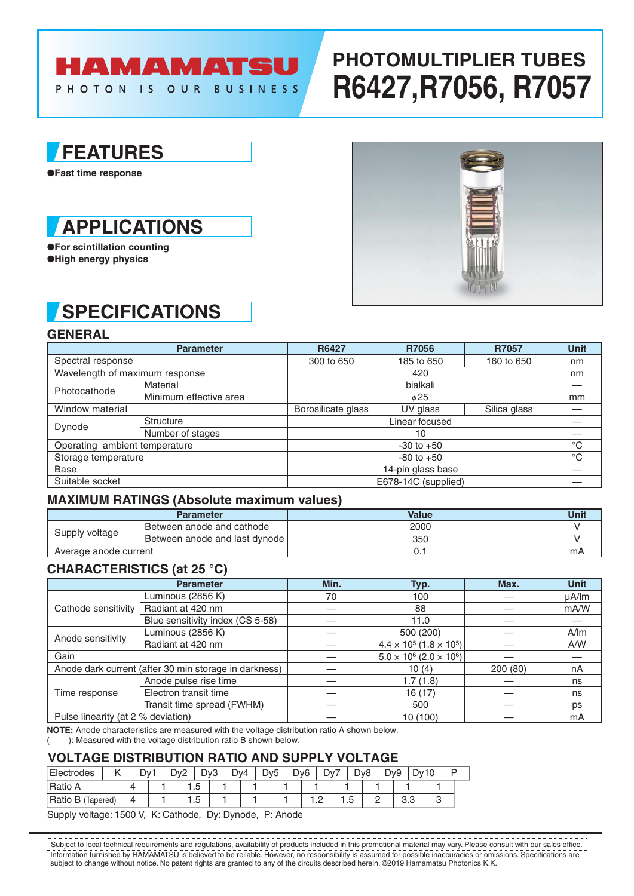HAMAMATSU

PHOTON IS OUR BUSINESS

# PHOTOMULTIPLIER TUBES R6427,R7056, R7057

## FEATURES

- Fast time response

## APPLICATIONS

- For scintillation counting
- High energy physics

## SPECIFICATIONS

### GENERAL

| Parameter | | R6427 | R7056 | R7057 | Unit |
|---|---|---|---|---|---|
| Spectral response | | 300 to 650 | 185 to 650 | 160 to 650 | nm |
| Wavelength of maximum response | | | 420 | | nm |
| Photocathode | Material | | bialkali | | — |
| | Minimum effective area | | $\phi$25 | | mm |
| Window material | | Borosilicate glass | UV glass | Silica glass | — |
| Dynode | Structure | | Linear focused | | — |
| | Number of stages | | 10 | | — |
| Operating ambient temperature | | | -30 to +50 | | °C |
| Storage temperature | | | -80 to +50 | | °C |
| Base | | | 14-pin glass base | | — |
| Suitable socket | | | E678-14C (supplied) | | — |

### MAXIMUM RATINGS (Absolute maximum values)

| Parameter | | Value | Unit |
|---|---|---|---|
| Supply voltage | Between anode and cathode | 2000 | V |
| | Between anode and last dynode | 350 | V |
| Average anode current | | 0.1 | mA |

### CHARACTERISTICS (at 25 °C)

| Parameter | | Min. | Typ. | Max. | Unit |
|---|---|---|---|---|---|
| Cathode sensitivity | Luminous (2856 K) | 70 | 100 | — | μA/lm |
| | Radiant at 420 nm | — | 88 | — | mA/W |
| | Blue sensitivity index (CS 5-58) | — | 11.0 | — | — |
| Anode sensitivity | Luminous (2856 K) | — | 500 (200) | — | A/lm |
| | Radiant at 420 nm | — | $4.4 \times 10^5$ ($1.8 \times 10^5$) | — | A/W |
| Gain | | — | $5.0 \times 10^6$ ($2.0 \times 10^6$) | — | — |
| Anode dark current (after 30 min storage in darkness) | | — | 10 (4) | 200 (80) | nA |
| Time response | Anode pulse rise time | — | 1.7 (1.8) | — | ns |
| | Electron transit time | — | 16 (17) | — | ns |
| | Transit time spread (FWHM) | — | 500 | — | ps |
| Pulse linearity (at 2 % deviation) | | — | 10 (100) | — | mA |

**NOTE:** Anode characteristics are measured with the voltage distribution ratio A shown below.
( ): Measured with the voltage distribution ratio B shown below.

### VOLTAGE DISTRIBUTION RATIO AND SUPPLY VOLTAGE

| Electrodes | K | | Dy1 | | Dy2 | | Dy3 | | Dy4 | | Dy5 | | Dy6 | | Dy7 | | Dy8 | | Dy9 | | Dy10 | | P |
|---|---|---|---|---|---|---|---|---|---|---|---|---|---|---|---|---|---|---|---|---|---|---|---|
| Ratio A | | 4 | | 1 | | 1.5 | | 1 | | 1 | | 1 | | 1 | | 1 | | 1 | | 1 | | 1 | |
| Ratio B (Tapered) | | 4 | | 1 | | 1.5 | | 1 | | 1 | | 1 | | 1.2 | | 1.5 | | 2 | | 3.3 | | 3 | |

Supply voltage: 1500 V, K: Cathode, Dy: Dynode, P: Anode

Subject to local technical requirements and regulations, availability of products included in this promotional material may vary. Please consult with our sales office. Information furnished by HAMAMATSU is believed to be reliable. However, no responsibility is assumed for possible inaccuracies or omissions. Specifications are subject to change without notice. No patent rights are granted to any of the circuits described herein. ©2019 Hamamatsu Photonics K.K.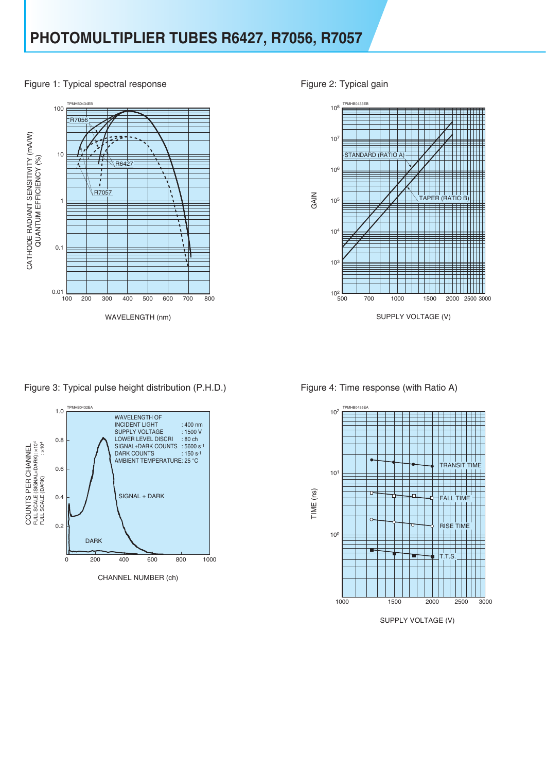# PHOTOMULTIPLIER TUBES R6427, R7056, R7057

Figure 1: Typical spectral response

Figure 2: Typical gain

Figure 3: Typical pulse height distribution (P.H.D.)

Figure 4: Time response (with Ratio A)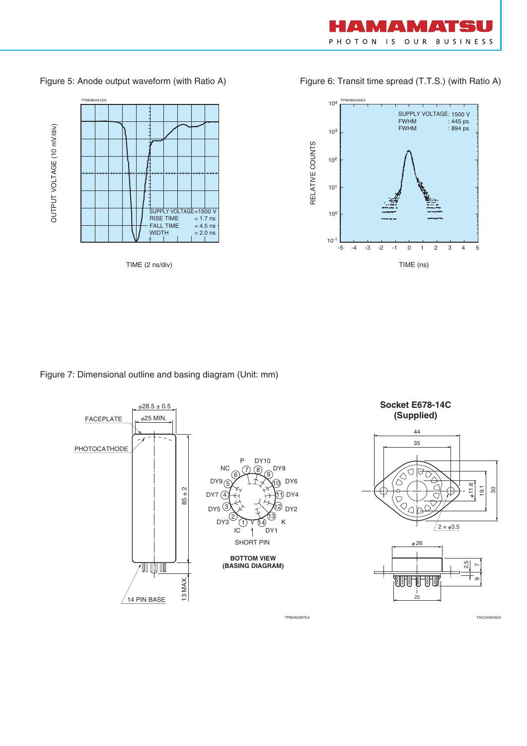Figure 5: Anode output waveform (with Ratio A)

TPMHB0431EA

OUTPUT VOLTAGE (10 mV/div)

SUPPLY VOLTAGE = 1500 V
RISE TIME = 1.7 ns
FALL TIME = 4.5 ns
WIDTH = 2.0 ns

TIME (2 ns/div)

Figure 6: Transit time spread (T.T.S.) (with Ratio A)

TPMHB0430EA

SUPPLY VOLTAGE: 1500 V
FWHM : 445 ps
FWHM : 894 ps

RELATIVE COUNTS

TIME (ns)

Figure 7: Dimensional outline and basing diagram (Unit: mm)

FACEPLATE
PHOTOCATHODE
$\phi$28.5 ± 0.5
$\phi$25 MIN.
85 ± 2
13 MAX.
14 PIN BASE

P, DY10, NC, DY8, DY9, DY6, DY7, DY4, DY5, DY2, DY3, K, IC, DY1

SHORT PIN

**BOTTOM VIEW (BASING DIAGRAM)**

TPMHA0387EA

**Socket E678-14C (Supplied)**

44, 35, $\phi$11.6, 19.1, 30, 2 × $\phi$3.5, $\phi$26, 2.5, 7, 9, 25

TACCA0004EA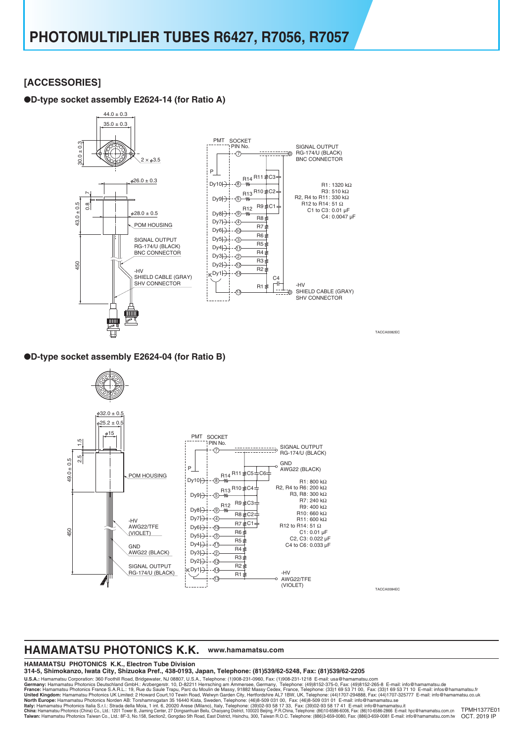# PHOTOMULTIPLIER TUBES R6427, R7056, R7057

## [ACCESSORIES]

### ●D-type socket assembly E2624-14 (for Ratio A)

44.0 ± 0.3
35.0 ± 0.3
30.0 ± 0.3
2 × φ3.5
φ26.0 ± 0.3
7
0.8
43.0 ± 0.5
φ28.0 ± 0.5
POM HOUSING
SIGNAL OUTPUT
RG-174/U (BLACK)
BNC CONNECTOR
450
-HV
SHIELD CABLE (GRAY)
SHV CONNECTOR

PMT SOCKET PIN No.
SIGNAL OUTPUT
RG-174/U (BLACK)
BNC CONNECTOR

R1: 1320 kΩ
R3: 510 kΩ
R2, R4 to R11: 330 kΩ
R12 to R14: 51 Ω
C1 to C3: 0.01 μF
C4: 0.0047 μF

-HV
SHIELD CABLE (GRAY)
SHV CONNECTOR

TACCA0082EC

### ●D-type socket assembly E2624-04 (for Ratio B)

φ32.0 ± 0.5
φ25.2 ± 0.5
φ15
1.5
2.5
49.0 ± 0.5
POM HOUSING
450
-HV
AWG22/TFE
(VIOLET)
GND
AWG22 (BLACK)
SIGNAL OUTPUT
RG-174/U (BLACK)

PMT SOCKET PIN No.
SIGNAL OUTPUT
RG-174/U (BLACK)
GND
AWG22 (BLACK)

R1: 800 kΩ
R2, R4 to R6: 200 kΩ
R3, R8: 300 kΩ
R7: 240 kΩ
R9: 400 kΩ
R10: 660 kΩ
R11: 600 kΩ
R12 to R14: 51 Ω
C1: 0.01 μF
C2, C3: 0.022 μF
C4 to C6: 0.033 μF

-HV
AWG22/TFE
(VIOLET)

TACCA0084EC

## HAMAMATSU PHOTONICS K.K. www.hamamatsu.com

**HAMAMATSU PHOTONICS K.K., Electron Tube Division**
**314-5, Shimokanzo, Iwata City, Shizuoka Pref., 438-0193, Japan, Telephone: (81)539/62-5248, Fax: (81)539/62-2205**

**U.S.A.:** Hamamatsu Corporation: 360 Foothill Road, Bridgewater, NJ 08807, U.S.A., Telephone: (1)908-231-0960, Fax: (1)908-231-1218 E-mail: usa@hamamatsu.com
**Germany:** Hamamatsu Photonics Deutschland GmbH.: Arzbergerstr. 10, D-82211 Herrsching am Ammersee, Germany, Telephone: (49)8152-375-0, Fax: (49)8152-265-8 E-mail: info@hamamatsu.de
**France:** Hamamatsu Photonics France S.A.R.L.: 19, Rue du Saule Trapu, Parc du Moulin de Massy, 91882 Massy Cedex, France, Telephone: (33)1 69 53 71 00, Fax: (33)1 69 53 71 10 E-mail: infos@hamamatsu.fr
**United Kingdom:** Hamamatsu Photonics UK Limited: 2 Howard Court,10 Tewin Road, Welwyn Garden City, Hertfordshire AL7 1BW, UK, Telephone: (44)1707-294888, Fax: (44)1707-325777 E-mail: info@hamamatsu.co.uk
**North Europe:** Hamamatsu Photonics Norden AB: Torshamnsgatan 35 16440 Kista, Sweden, Telephone: (46)8-509 031 00, Fax: (46)8-509 031 01 E-mail: info@hamamatsu.se
**Italy:** Hamamatsu Photonics Italia S.r.l.: Strada della Moia, 1 int. 6, 20020 Arese (Milano), Italy, Telephone: (39)02-93 58 17 33, Fax: (39)02-93 58 17 41 E-mail: info@hamamatsu.it
**China:** Hamamatsu Photonics (China) Co., Ltd.: 1201 Tower B, Jiaming Center, 27 Dongsanhuan Beilu, Chaoyang District, 100020 Beijing, P.R.China, Telephone: (86)10-6586-6006, Fax: (86)10-6586-2866 E-mail: hpc@hamamatsu.com.cn
**Taiwan:** Hamamatsu Photonics Taiwan Co., Ltd.: 8F-3, No.158, Section2, Gongdao 5th Road, East District, Hsinchu, 300, Taiwan R.O.C. Telephone: (886)3-659-0080, Fax: (886)3-659-0081 E-mail: info@hamamatsu.com.tw

TPMH1377E01
OCT. 2019 IP